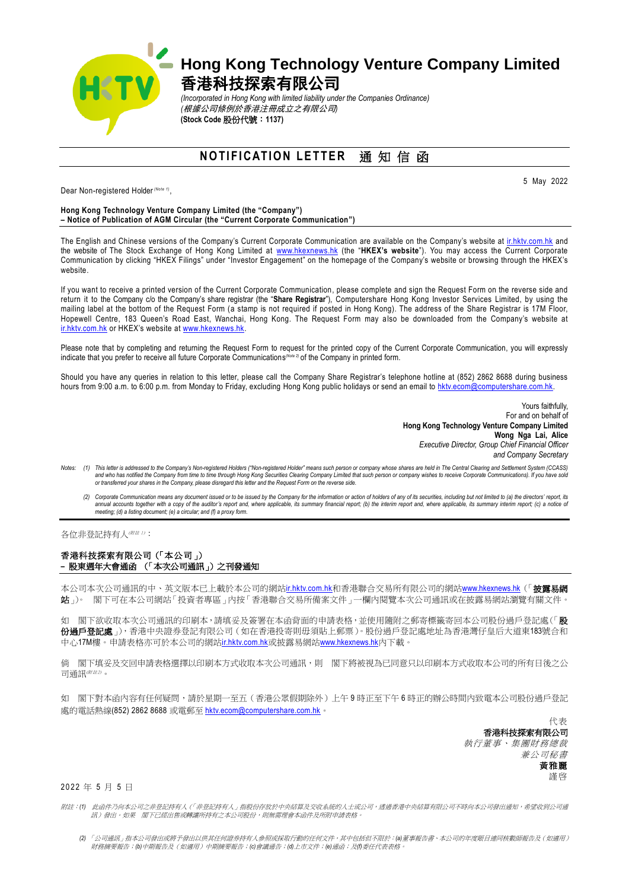# Hong Kong Technology Venture Company Limited
# 香港科技探索有限公司

*(Incorporated in Hong Kong with limited liability under the Companies Ordinance)*
*(根據公司條例於香港注冊成立之有限公司)*
**(Stock Code 股份代號：1137)**

## NOTIFICATION LETTER 通知信函

5 May 2022

Dear Non-registered Holder [(Note 1)],

**Hong Kong Technology Venture Company Limited (the "Company")**
**– Notice of Publication of AGM Circular (the "Current Corporate Communication")**

The English and Chinese versions of the Company's Current Corporate Communication are available on the Company's website at ir.hktv.com.hk and the website of The Stock Exchange of Hong Kong Limited at www.hkexnews.hk (the "**HKEX's website**"). You may access the Current Corporate Communication by clicking "HKEX Filings" under "Investor Engagement" on the homepage of the Company's website or browsing through the HKEX's website.

If you want to receive a printed version of the Current Corporate Communication, please complete and sign the Request Form on the reverse side and return it to the Company c/o the Company's share registrar (the "**Share Registrar**"), Computershare Hong Kong Investor Services Limited, by using the mailing label at the bottom of the Request Form (a stamp is not required if posted in Hong Kong). The address of the Share Registrar is 17M Floor, Hopewell Centre, 183 Queen's Road East, Wanchai, Hong Kong. The Request Form may also be downloaded from the Company's website at ir.hktv.com.hk or HKEX's website at www.hkexnews.hk.

Please note that by completing and returning the Request Form to request for the printed copy of the Current Corporate Communication, you will expressly indicate that you prefer to receive all future Corporate Communications[(Note 2)] of the Company in printed form.

Should you have any queries in relation to this letter, please call the Company Share Registrar's telephone hotline at (852) 2862 8688 during business hours from 9:00 a.m. to 6:00 p.m. from Monday to Friday, excluding Hong Kong public holidays or send an email to hktv.ecom@computershare.com.hk.

Yours faithfully,
For and on behalf of
**Hong Kong Technology Venture Company Limited**
**Wong Nga Lai, Alice**
*Executive Director, Group Chief Financial Officer*
*and Company Secretary*

*Notes: (1) This letter is addressed to the Company's Non-registered Holders ("Non-registered Holder" means such person or company whose shares are held in The Central Clearing and Settlement System (CCASS) and who has notified the Company from time to time through Hong Kong Securities Clearing Company Limited that such person or company wishes to receive Corporate Communications). If you have sold or transferred your shares in the Company, please disregard this letter and the Request Form on the reverse side.*

*(2) Corporate Communication means any document issued or to be issued by the Company for the information or action of holders of any of its securities, including but not limited to (a) the directors' report, its annual accounts together with a copy of the auditor's report and, where applicable, its summary financial report; (b) the interim report and, where applicable, its summary interim report; (c) a notice of meeting; (d) a listing document; (e) a circular; and (f) a proxy form.*

---

各位非登記持有人[(附註1)]：

**香港科技探索有限公司（「本公司」）**
**– 股東週年大會通函 （「本次公司通訊」）之刊發通知**

本公司本次公司通訊的中、英文版本已上載於本公司的網站ir.hktv.com.hk和香港聯合交易所有限公司的網站www.hkexnews.hk（「**披露易網站**」）。 閣下可在本公司網站「投資者專區」內按「香港聯合交易所備案文件」一欄內閱覽本次公司通訊或在披露易網站瀏覽有關文件。

如 閣下欲收取本次公司通訊的印刷本，請填妥及簽署在本函背面的申請表格，並使用隨附之郵寄標籤寄回本公司股份過戶登記處（「**股份過戶登記處**」），香港中央證券登記有限公司（如在香港投寄則毋須貼上郵票）。股份過戶登記處地址為香港灣仔皇后大道東183號合和中心17M樓。申請表格亦可於本公司的網站ir.hktv.com.hk或披露易網站www.hkexnews.hk內下載。

倘 閣下填妥及交回申請表格選擇以印刷本方式收取本次公司通訊，則 閣下將被視為已同意只以印刷本方式收取本公司的所有日後之公司通訊[(附註2)]。

如 閣下對本函內容有任何疑問，請於星期一至五（香港公眾假期除外）上午9時正至下午6時正的辦公時間內致電本公司股份過戶登記處的電話熱線(852) 2862 8688 或電郵至 hktv.ecom@computershare.com.hk。

代表
**香港科技探索有限公司**
*執行董事、集團財務總裁*
*兼公司秘書*
**黃雅麗**
謹啓

2022 年 5 月 5 日

*附註：(1) 此函件乃向本公司之非登記持有人（「非登記持有人」指股份存放於中央結算及交收系統的人士或公司，透過香港中央結算有限公司不時向本公司發出通知，希望收到公司通訊）發出。如果 閣下已經出售或轉讓所持有之本公司股份，則無需理會本函件及所附申請表格。*

*(2) 「公司通訊」指本公司發出或將予發出以供其任何證券持有人參照或採取行動的任何文件，其中包括但不限於：(a)董事報告書、本公司的年度賬目連同核數師報告及（如適用）財務摘要報告；(b)中期報告及（如適用）中期摘要報告；(c)會議通告；(d)上市文件；(e)通函；及(f)委任代表表格。*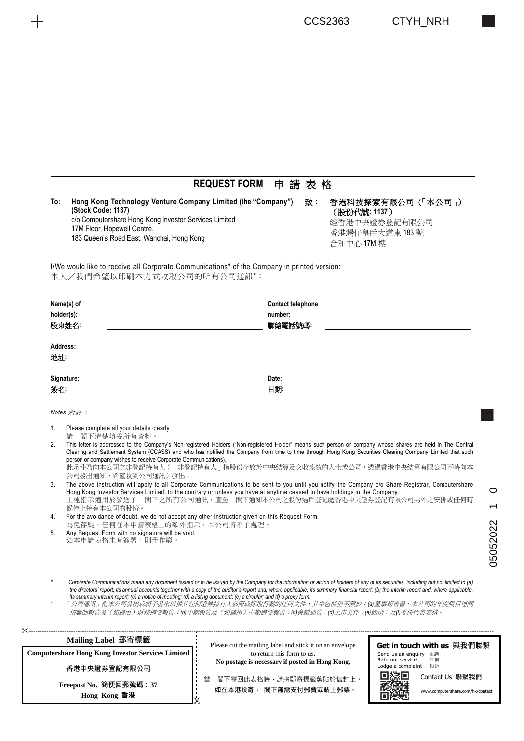## REQUEST FORM 申 請 表 格

| | | | |
|---|---|---|---|
| **To:** | **Hong Kong Technology Venture Company Limited (the "Company")** **(Stock Code: 1137)** c/o Computershare Hong Kong Investor Services Limited 17M Floor, Hopewell Centre, 183 Queen's Road East, Wanchai, Hong Kong | **致：** | **香港科技探索有限公司（「本公司」）** **（股份代號: 1137）** 經香港中央證券登記有限公司 香港灣仔皇后大道東 183 號 合和中心 17M 樓 |

I/We would like to receive all Corporate Communications* of the Company in printed version:
本人／我們希望以印刷本方式收取公司的所有公司通訊*：

**Name(s) of holder(s): 股東姓名:** ____________________ **Contact telephone number: 聯絡電話號碼:** ____________________

**Address: 地址:** ________________________________________

**Signature: 簽名:** ____________________ **Date: 日期:** ____________________

*Notes 附註：*

1. Please complete all your details clearly.
   請 閣下清楚填妥所有資料。
2. This letter is addressed to the Company's Non-registered Holders ("Non-registered Holder" means such person or company whose shares are held in The Central Clearing and Settlement System (CCASS) and who has notified the Company from time to time through Hong Kong Securities Clearing Company Limited that such person or company wishes to receive Corporate Communications).
   此函件乃向本公司之非登記持有人（「非登記持有人」指股份存放於中央結算及交收系統的人士或公司，透過香港中央結算有限公司不時向本公司發出通知，希望收到公司通訊）發出。
3. The above instruction will apply to all Corporate Communications to be sent to you until you notify the Company c/o Share Registrar, Computershare Hong Kong Investor Services Limited, to the contrary or unless you have at anytime ceased to have holdings in the Company.
   上述指示適用於發送予 閣下之所有公司通訊，直至 閣下通知本公司之股份過戶登記處香港中央證券登記有限公司另外之安排或任何時候停止持有本公司的股份。
4. For the avoidance of doubt, we do not accept any other instruction given on this Request Form.
   為免存疑，任何在本申請表格上的額外指示，本公司將不予處理。
5. Any Request Form with no signature will be void.
   如本申請表格未有簽署，則予作廢。

\* *Corporate Communications mean any document issued or to be issued by the Company for the information or action of holders of any of its securities, including but not limited to (a) the directors' report, its annual accounts together with a copy of the auditor's report and, where applicable, its summary financial report; (b) the interim report and, where applicable, its summary interim report; (c) a notice of meeting; (d) a listing document; (e) a circular; and (f) a proxy form.*

\* *「公司通訊」指本公司發出或將予發出以供其任何證券持有人參照或採取行動的任何文件，其中包括但不限於：(a)董事報告書、本公司的年度賬目連同核數師報告及（如適用）財務摘要報告；(b)中期報告及（如適用）中期摘要報告；(c)會議通告；(d)上市文件；(e)通函；及(f)委任代表表格。*

---

**Mailing Label 郵寄標籤**

**Computershare Hong Kong Investor Services Limited**

**香港中央證券登記有限公司**

**Freepost No. 簡便回郵號碼：37**

**Hong Kong 香港**

Please cut the mailing label and stick it on an envelope to return this form to us.
**No postage is necessary if posted in Hong Kong.**

當 閣下寄回此表格時，請將郵寄標籤剪貼於信封上。
**如在本港投寄， 閣下無需支付郵費或貼上郵票。**

**Get in touch with us 與我們聯繫**
Send us an enquiry 查詢
Rate our service 評價
Lodge a complaint 投訴
Contact Us 聯繫我們
www.computershare.com/hk/contact